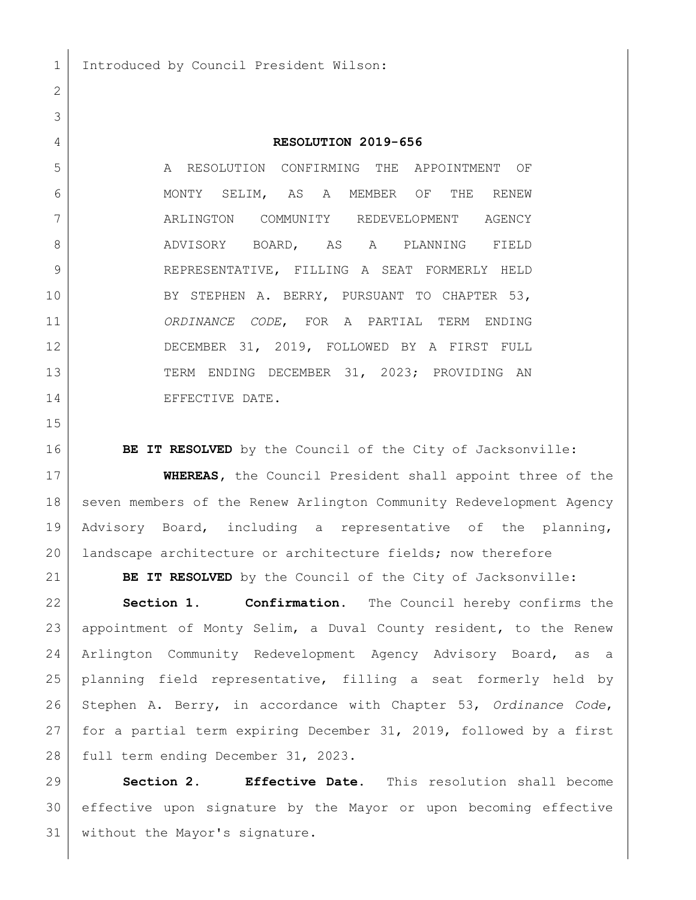Introduced by Council President Wilson:

# RESOLUTION 2019-656

A RESOLUTION CONFIRMING THE APPOINTMENT OF MONTY SELIM, AS A MEMBER OF THE RENEW ARLINGTON COMMUNITY REDEVELOPMENT AGENCY ADVISORY BOARD, AS A PLANNING FIELD REPRESENTATIVE, FILLING A SEAT FORMERLY HELD BY STEPHEN A. BERRY, PURSUANT TO CHAPTER 53, *ORDINANCE CODE*, FOR A PARTIAL TERM ENDING DECEMBER 31, 2019, FOLLOWED BY A FIRST FULL TERM ENDING DECEMBER 31, 2023; PROVIDING AN EFFECTIVE DATE.

**BE IT RESOLVED** by the Council of the City of Jacksonville:

**WHEREAS,** the Council President shall appoint three of the seven members of the Renew Arlington Community Redevelopment Agency Advisory Board, including a representative of the planning, landscape architecture or architecture fields; now therefore

**BE IT RESOLVED** by the Council of the City of Jacksonville:

**Section 1. Confirmation.** The Council hereby confirms the appointment of Monty Selim, a Duval County resident, to the Renew Arlington Community Redevelopment Agency Advisory Board, as a planning field representative, filling a seat formerly held by Stephen A. Berry, in accordance with Chapter 53, *Ordinance Code*, for a partial term expiring December 31, 2019, followed by a first full term ending December 31, 2023.

**Section 2. Effective Date.** This resolution shall become effective upon signature by the Mayor or upon becoming effective without the Mayor's signature.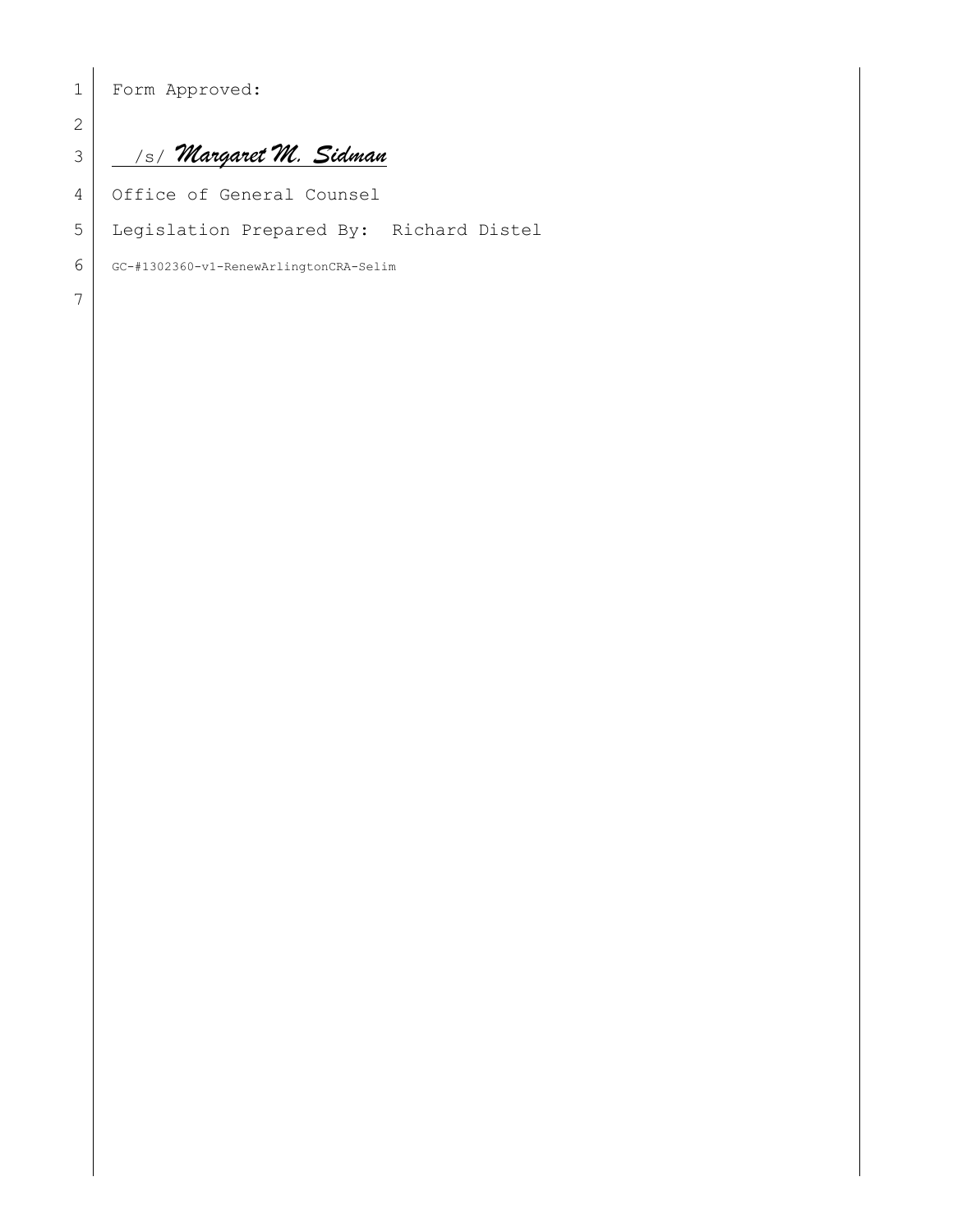Form Approved:

/s/ *Margaret M. Sidman*

Office of General Counsel

Legislation Prepared By: Richard Distel

GC-#1302360-v1-RenewArlingtonCRA-Selim